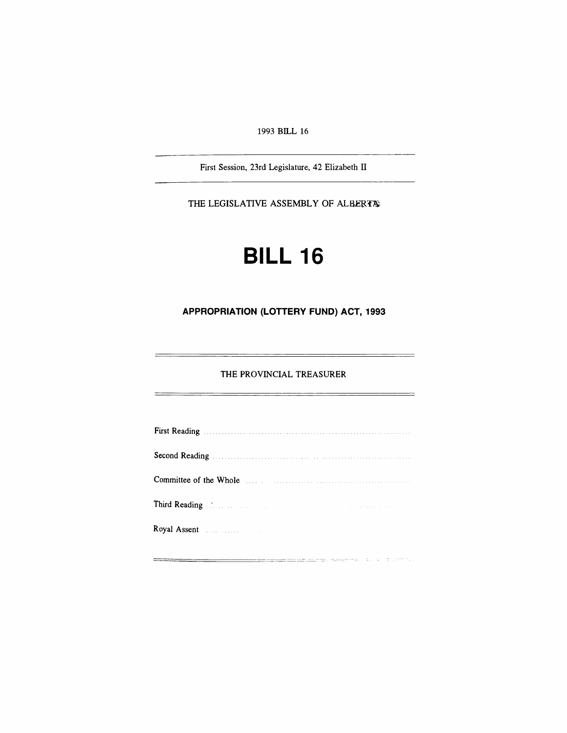1993 BILL 16

First Session, 23rd Legislature, 42 Elizabeth II

THE LEGISLATIVE ASSEMBLY OF ALBERTA

# BILL 16

## APPROPRIATION (LOTTERY FUND) ACT, 1993

THE PROVINCIAL TREASURER

First Reading ..........................................................................

Second Reading ..........................................................................

Committee of the Whole ..........................................................................

Third Reading ..........................................................................

Royal Assent ..........................................................................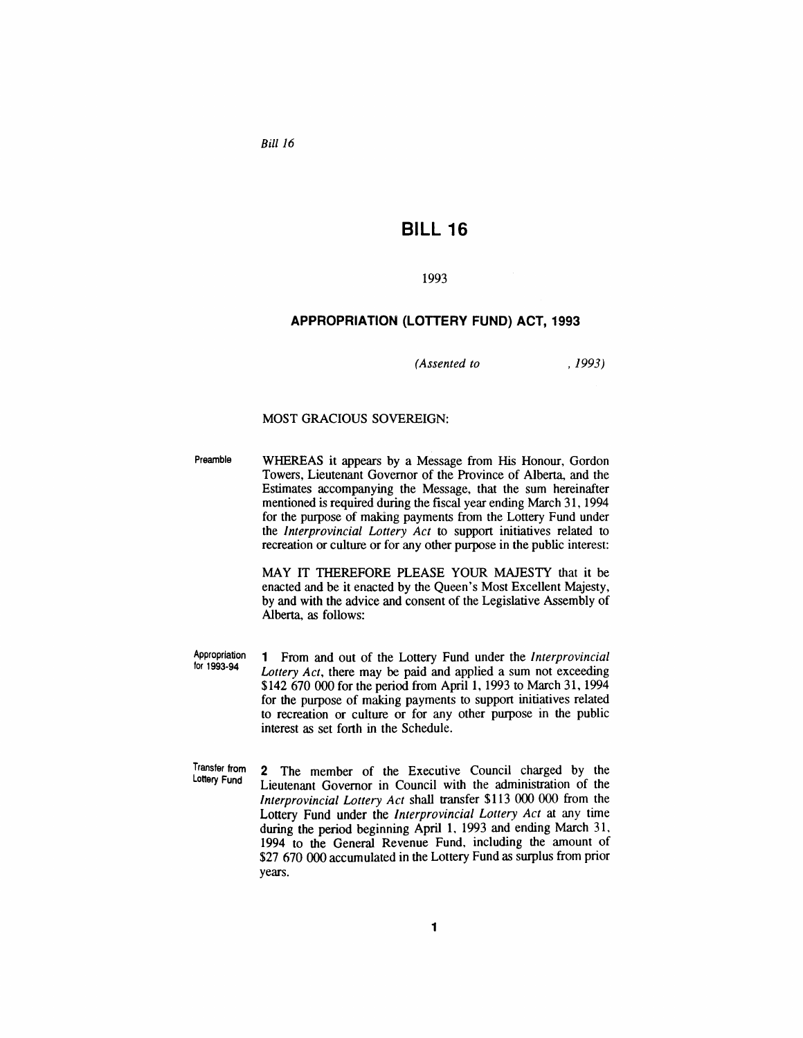*Bill 16*

# BILL 16

1993

## APPROPRIATION (LOTTERY FUND) ACT, 1993

*(Assented to , 1993)*

MOST GRACIOUS SOVEREIGN:

Preamble

WHEREAS it appears by a Message from His Honour, Gordon Towers, Lieutenant Governor of the Province of Alberta, and the Estimates accompanying the Message, that the sum hereinafter mentioned is required during the fiscal year ending March 31, 1994 for the purpose of making payments from the Lottery Fund under the *Interprovincial Lottery Act* to support initiatives related to recreation or culture or for any other purpose in the public interest:

MAY IT THEREFORE PLEASE YOUR MAJESTY that it be enacted and be it enacted by the Queen's Most Excellent Majesty, by and with the advice and consent of the Legislative Assembly of Alberta, as follows:

Appropriation for 1993-94

**1** From and out of the Lottery Fund under the *Interprovincial Lottery Act*, there may be paid and applied a sum not exceeding $142 670 000 for the period from April 1, 1993 to March 31, 1994 for the purpose of making payments to support initiatives related to recreation or culture or for any other purpose in the public interest as set forth in the Schedule.

Transfer from Lottery Fund

**2** The member of the Executive Council charged by the Lieutenant Governor in Council with the administration of the *Interprovincial Lottery Act* shall transfer $113 000 000 from the Lottery Fund under the *Interprovincial Lottery Act* at any time during the period beginning April 1, 1993 and ending March 31, 1994 to the General Revenue Fund, including the amount of $27 670 000 accumulated in the Lottery Fund as surplus from prior years.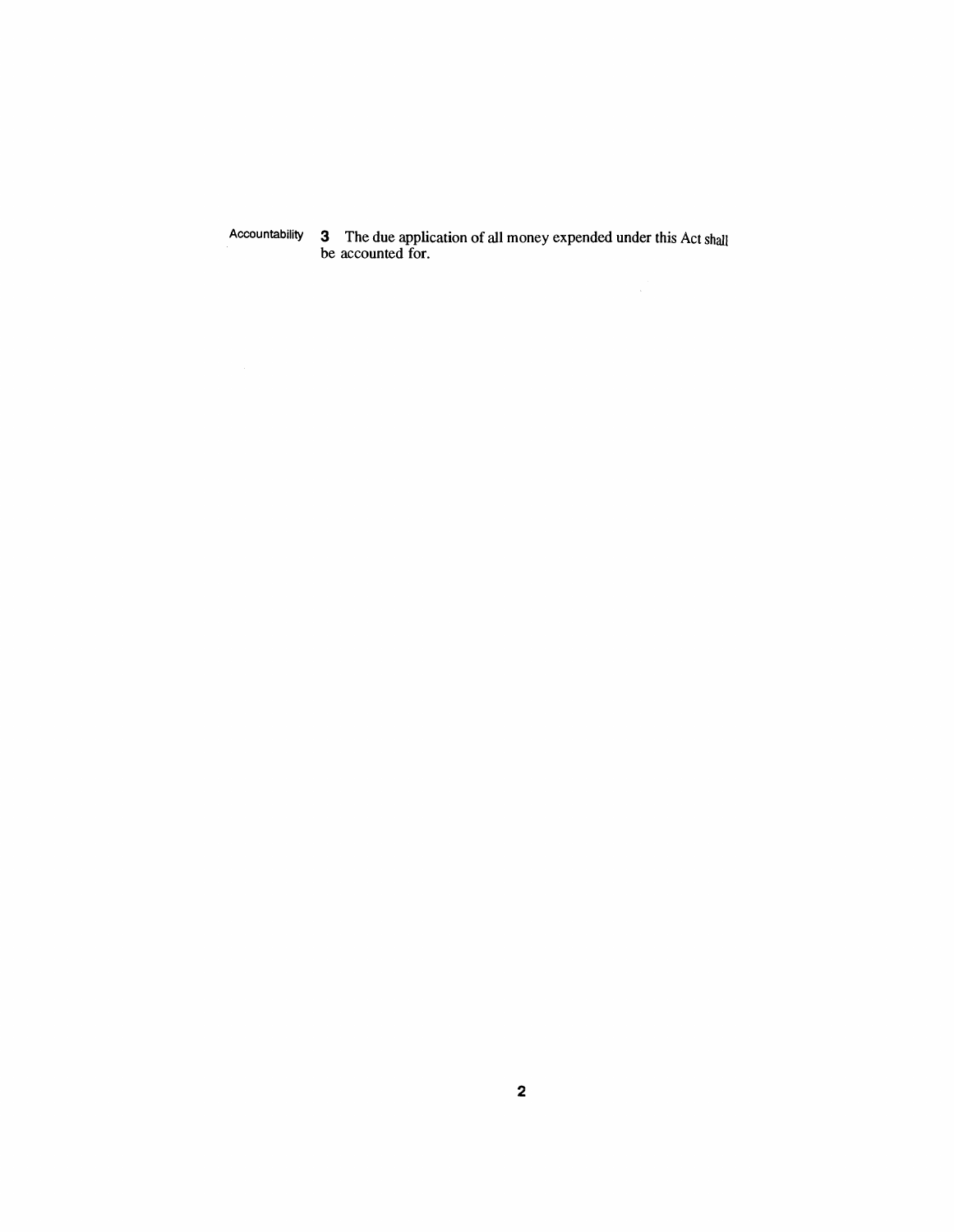Accountability **3** The due application of all money expended under this Act shall be accounted for.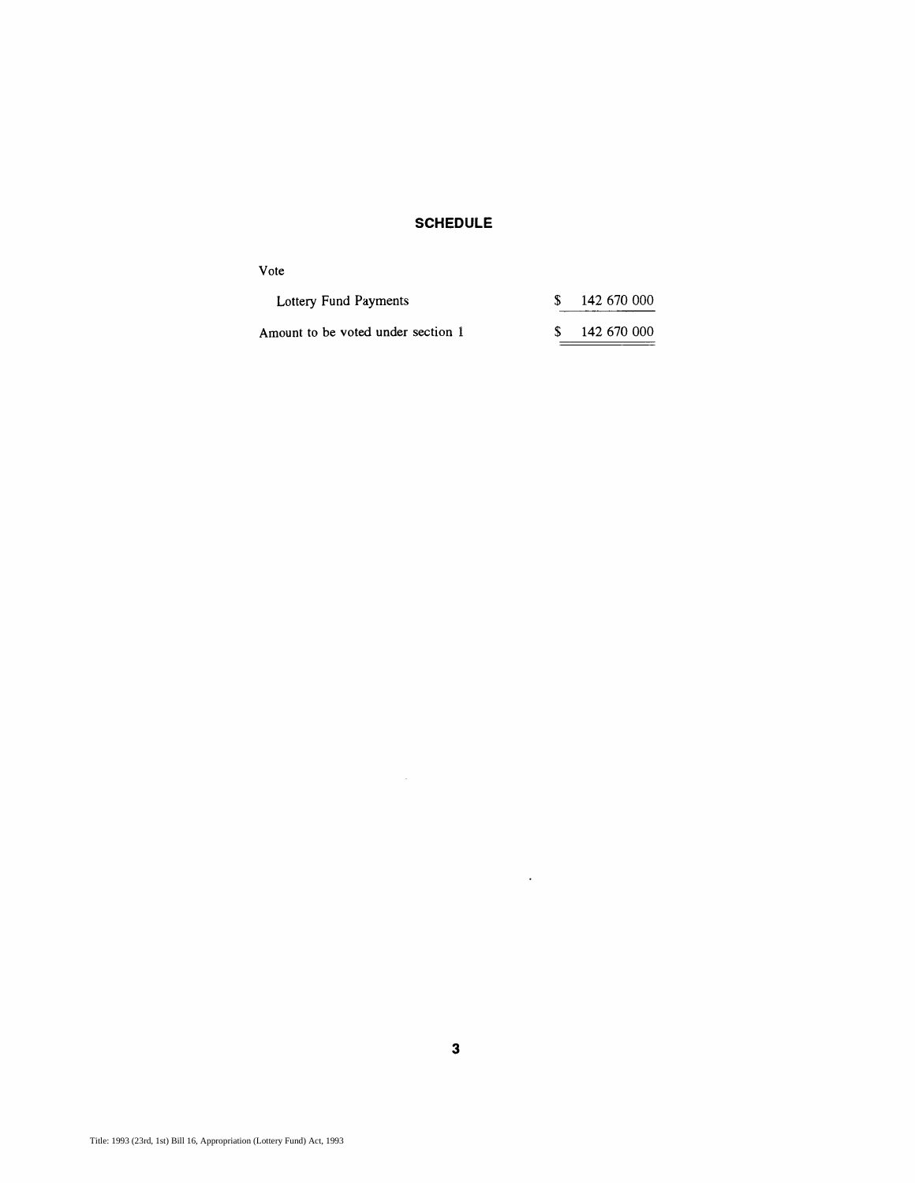## SCHEDULE

| | |
|---|---|
| Vote | |
| Lottery Fund Payments | $ 142 670 000 |
| Amount to be voted under section 1 | $ 142 670 000 |

Title: 1993 (23rd, 1st) Bill 16, Appropriation (Lottery Fund) Act, 1993